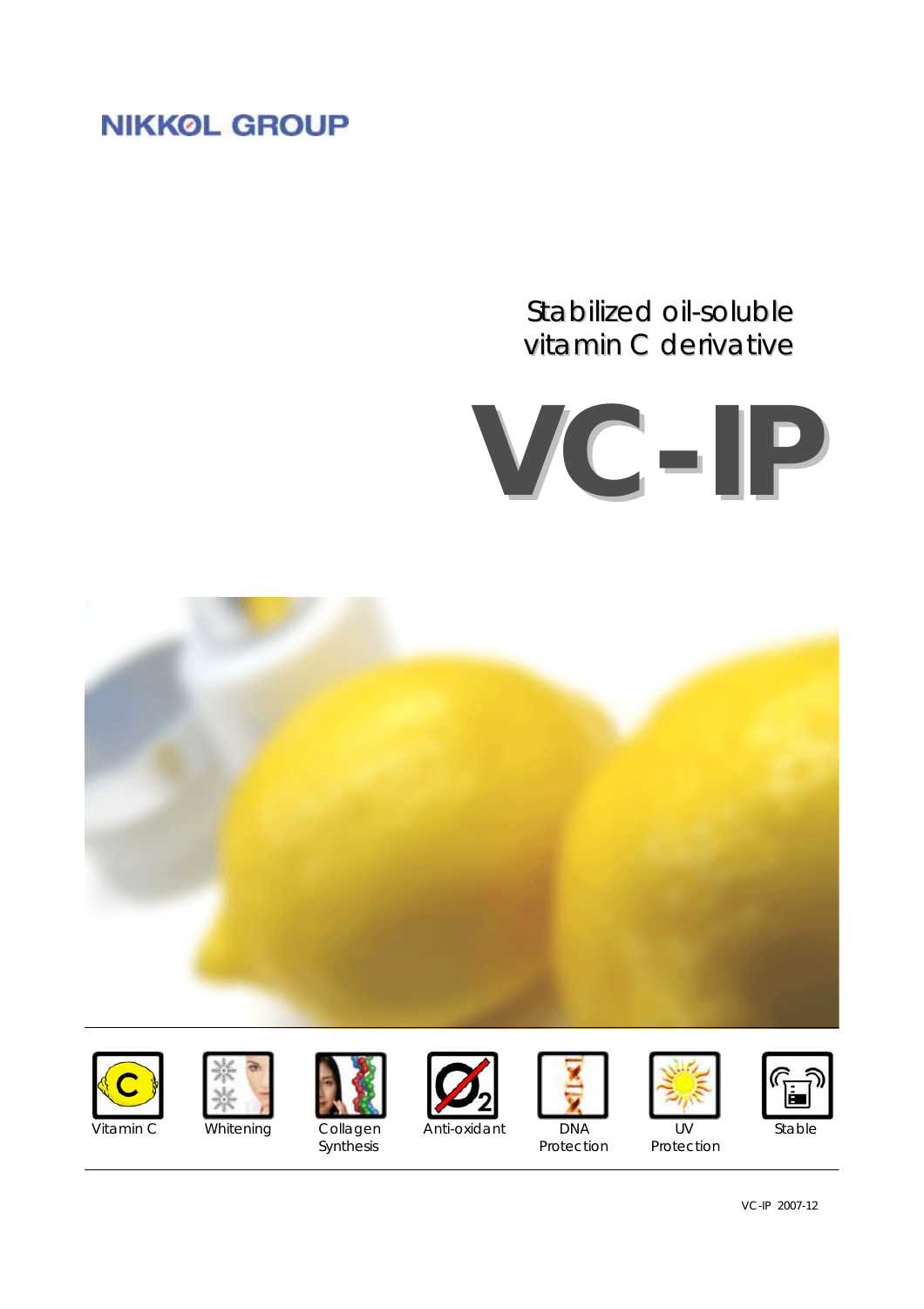NIKKOL GROUP

Stabilized oil-soluble
vitamin C derivative

# VC-IP

Vitamin C

Whitening

Collagen Synthesis

Anti-oxidant

DNA Protection

UV Protection

Stable

VC-IP 2007-12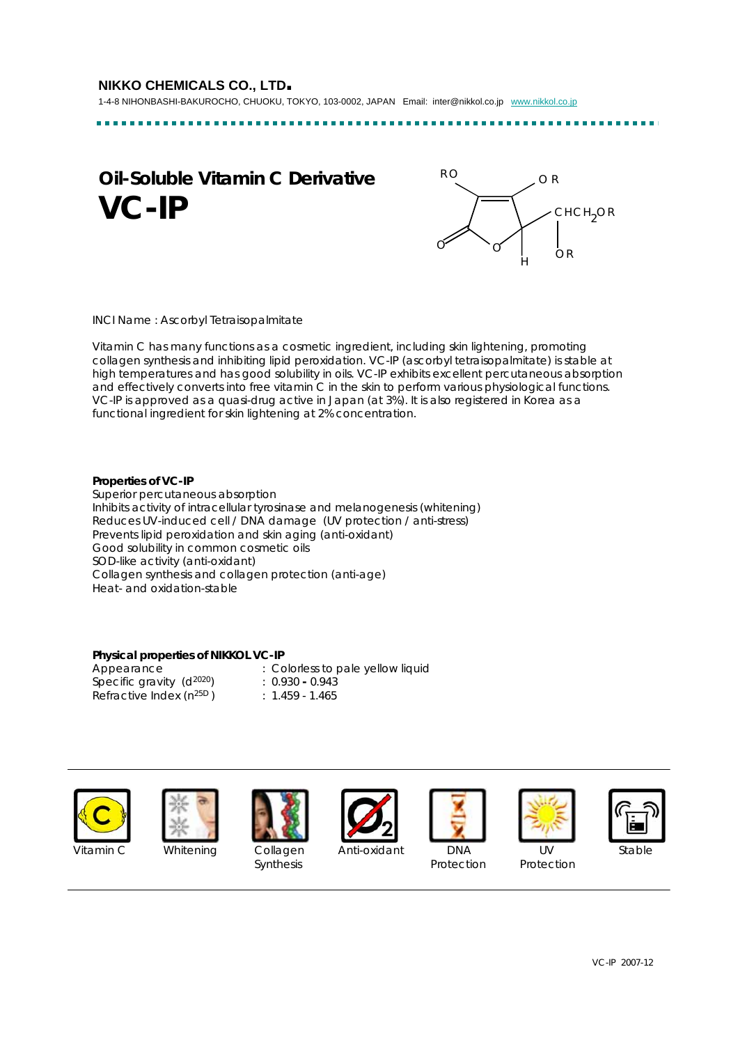**NIKKO CHEMICALS CO., LTD.**

1-4-8 NIHONBASHI-BAKUROCHO, CHUOKU, TOKYO, 103-0002, JAPAN Email: inter@nikkol.co.jp www.nikkol.co.jp

# Oil-Soluble Vitamin C Derivative

# VC-IP

INCI Name : Ascorbyl Tetraisopalmitate

Vitamin C has many functions as a cosmetic ingredient, including skin lightening, promoting collagen synthesis and inhibiting lipid peroxidation. VC-IP (ascorbyl tetraisopalmitate) is stable at high temperatures and has good solubility in oils. VC-IP exhibits excellent percutaneous absorption and effectively converts into free vitamin C in the skin to perform various physiological functions. VC-IP is approved as a quasi-drug active in Japan (at 3%). It is also registered in Korea as a functional ingredient for skin lightening at 2% concentration.

**Properties of VC-IP**

Superior percutaneous absorption
Inhibits activity of intracellular tyrosinase and melanogenesis (whitening)
Reduces UV-induced cell / DNA damage (UV protection / anti-stress)
Prevents lipid peroxidation and skin aging (anti-oxidant)
Good solubility in common cosmetic oils
SOD-like activity (anti-oxidant)
Collagen synthesis and collagen protection (anti-age)
Heat- and oxidation-stable

**Physical properties of NIKKOL VC-IP**

| | |
|---|---|
| Appearance | : Colorless to pale yellow liquid |
| Specific gravity ($d^{2020}$) | : 0.930 - 0.943 |
| Refractive Index ($n^{25D}$) | : 1.459 - 1.465 |

Vitamin C | Whitening | Collagen Synthesis | Anti-oxidant | DNA Protection | UV Protection | Stable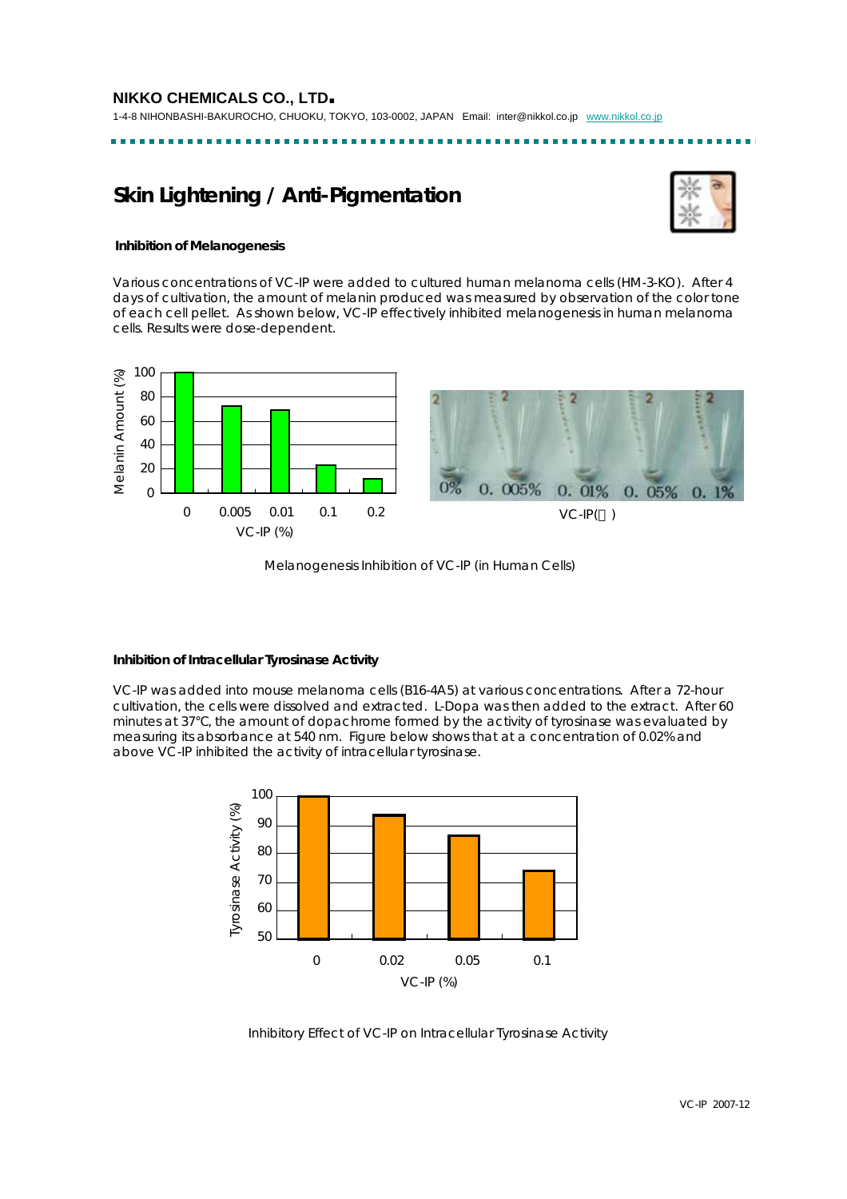## Skin Lightening / Anti-Pigmentation

**Inhibition of Melanogenesis**

Various concentrations of VC-IP were added to cultured human melanoma cells (HM-3-KO). After 4 days of cultivation, the amount of melanin produced was measured by observation of the color tone of each cell pellet. As shown below, VC-IP effectively inhibited melanogenesis in human melanoma cells. Results were dose-dependent.

Melanogenesis Inhibition of VC-IP (in Human Cells)

**Inhibition of Intracellular Tyrosinase Activity**

VC-IP was added into mouse melanoma cells (B16-4A5) at various concentrations. After a 72-hour cultivation, the cells were dissolved and extracted. L-Dopa was then added to the extract. After 60 minutes at 37℃, the amount of dopachrome formed by the activity of tyrosinase was evaluated by measuring its absorbance at 540 nm. Figure below shows that at a concentration of 0.02% and above VC-IP inhibited the activity of intracellular tyrosinase.

Inhibitory Effect of VC-IP on Intracellular Tyrosinase Activity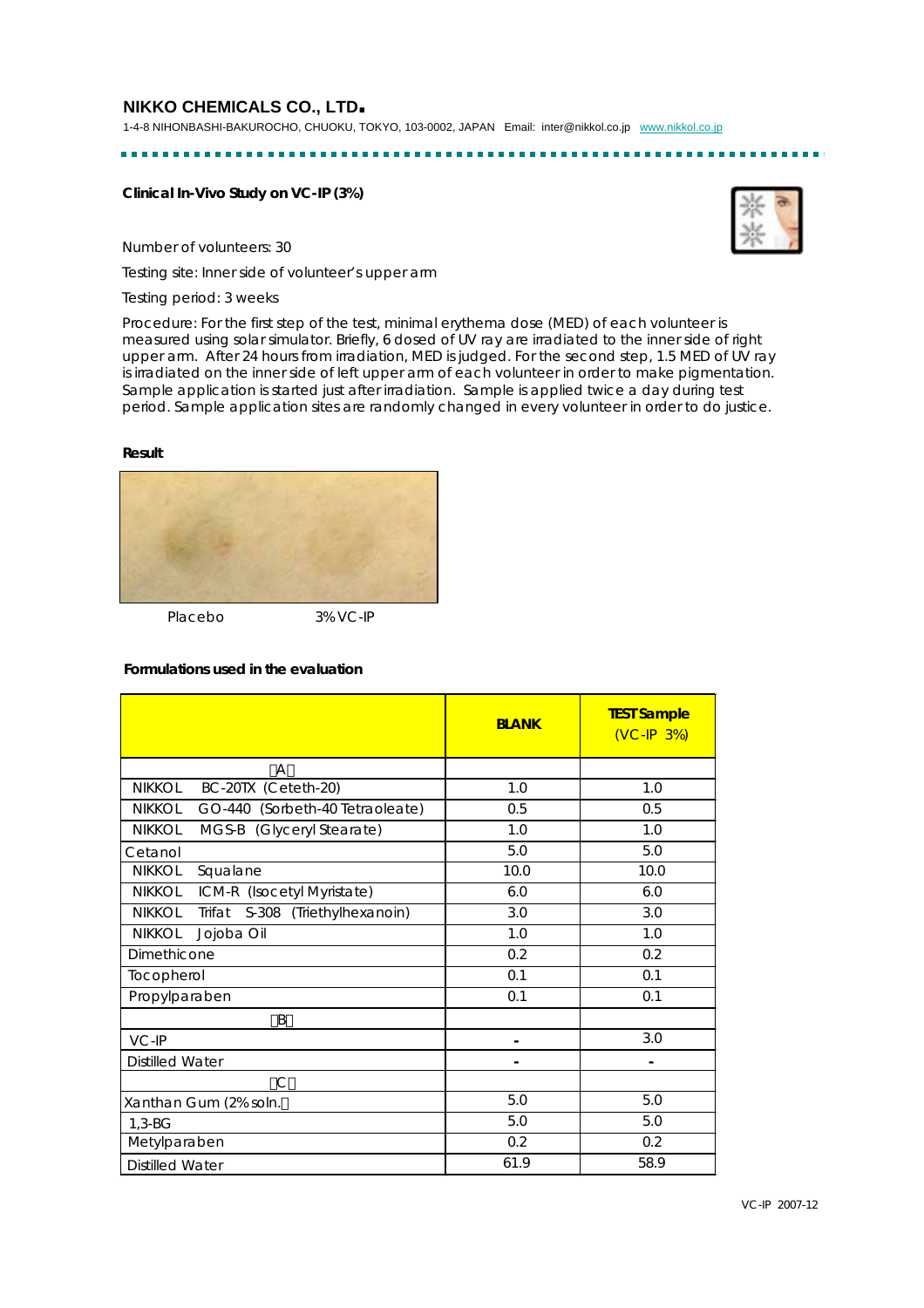**NIKKO CHEMICALS CO., LTD.**

1-4-8 NIHONBASHI-BAKUROCHO, CHUOKU, TOKYO, 103-0002, JAPAN Email: inter@nikkol.co.jp www.nikkol.co.jp

**Clinical In-Vivo Study on VC-IP (3%)**

Number of volunteers: 30

Testing site: Inner side of volunteer's upper arm

Testing period: 3 weeks

Procedure: For the first step of the test, minimal erythema dose (MED) of each volunteer is measured using solar simulator. Briefly, 6 dosed of UV ray are irradiated to the inner side of right upper arm. After 24 hours from irradiation, MED is judged. For the second step, 1.5 MED of UV ray is irradiated on the inner side of left upper arm of each volunteer in order to make pigmentation. Sample application is started just after irradiation. Sample is applied twice a day during test period. Sample application sites are randomly changed in every volunteer in order to do justice.

**Result**

Placebo 3% VC-IP

**Formulations used in the evaluation**

| | BLANK | TEST Sample (VC-IP 3%) |
|---|---|---|
| （A） | | |
| NIKKOL BC-20TX (Ceteth-20) | 1.0 | 1.0 |
| NIKKOL GO-440 (Sorbeth-40 Tetraoleate) | 0.5 | 0.5 |
| NIKKOL MGS-B (Glyceryl Stearate) | 1.0 | 1.0 |
| Cetanol | 5.0 | 5.0 |
| NIKKOL Squalane | 10.0 | 10.0 |
| NIKKOL ICM-R (Isocetyl Myristate) | 6.0 | 6.0 |
| NIKKOL Trifat S-308 (Triethylhexanoin) | 3.0 | 3.0 |
| NIKKOL Jojoba Oil | 1.0 | 1.0 |
| Dimethicone | 0.2 | 0.2 |
| Tocopherol | 0.1 | 0.1 |
| Propylparaben | 0.1 | 0.1 |
| （B） | | |
| VC-IP | - | 3.0 |
| Distilled Water | - | - |
| （C） | | |
| Xanthan Gum (2% soln.) | 5.0 | 5.0 |
| 1,3-BG | 5.0 | 5.0 |
| Metylparaben | 0.2 | 0.2 |
| Distilled Water | 61.9 | 58.9 |

VC-IP 2007-12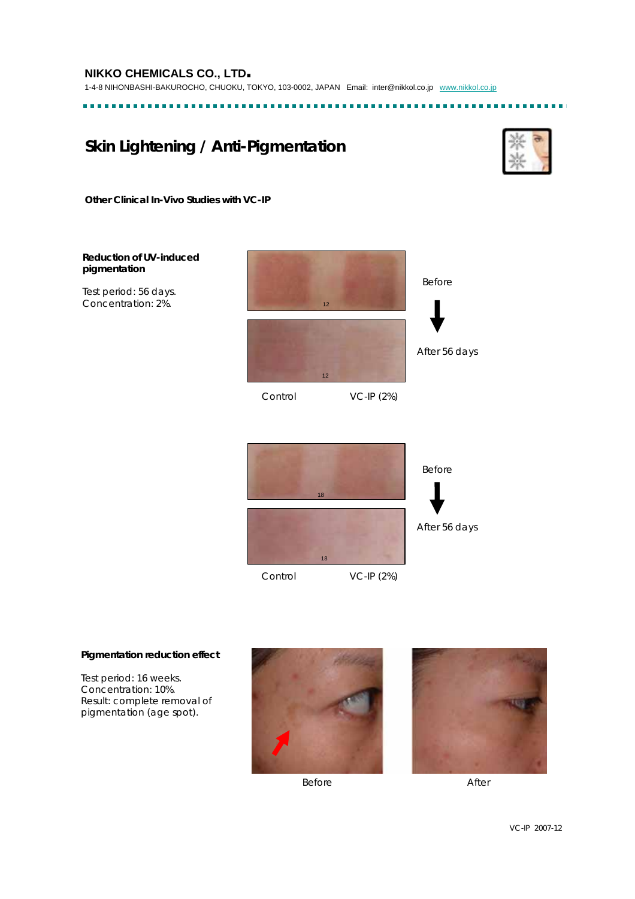## Skin Lightening / Anti-Pigmentation

### Other Clinical In-Vivo Studies with VC-IP

**Reduction of UV-induced pigmentation**

Test period: 56 days.
Concentration: 2%.

Before

After 56 days

Control VC-IP (2%)

Before

After 56 days

Control VC-IP (2%)

**Pigmentation reduction effect**

Test period: 16 weeks.
Concentration: 10%.
Result: complete removal of pigmentation (age spot).

Before After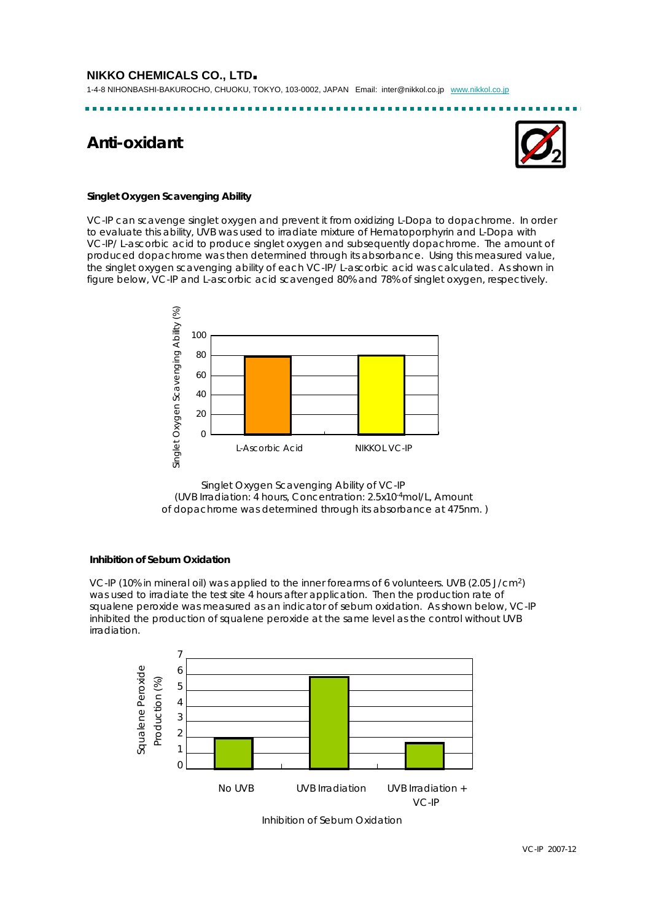# Anti-oxidant

### Singlet Oxygen Scavenging Ability

VC-IP can scavenge singlet oxygen and prevent it from oxidizing L-Dopa to dopachrome. In order to evaluate this ability, UVB was used to irradiate mixture of Hematoporphyrin and L-Dopa with VC-IP/ L-ascorbic acid to produce singlet oxygen and subsequently dopachrome. The amount of produced dopachrome was then determined through its absorbance. Using this measured value, the singlet oxygen scavenging ability of each VC-IP/ L-ascorbic acid was calculated. As shown in figure below, VC-IP and L-ascorbic acid scavenged 80% and 78% of singlet oxygen, respectively.

Singlet Oxygen Scavenging Ability of VC-IP
(UVB Irradiation: 4 hours, Concentration: $2.5 \times 10^{-4}$mol/L, Amount of dopachrome was determined through its absorbance at 475nm. )

### Inhibition of Sebum Oxidation

VC-IP (10% in mineral oil) was applied to the inner forearms of 6 volunteers. UVB (2.05 J/cm$^2$) was used to irradiate the test site 4 hours after application. Then the production rate of squalene peroxide was measured as an indicator of sebum oxidation. As shown below, VC-IP inhibited the production of squalene peroxide at the same level as the control without UVB irradiation.

Inhibition of Sebum Oxidation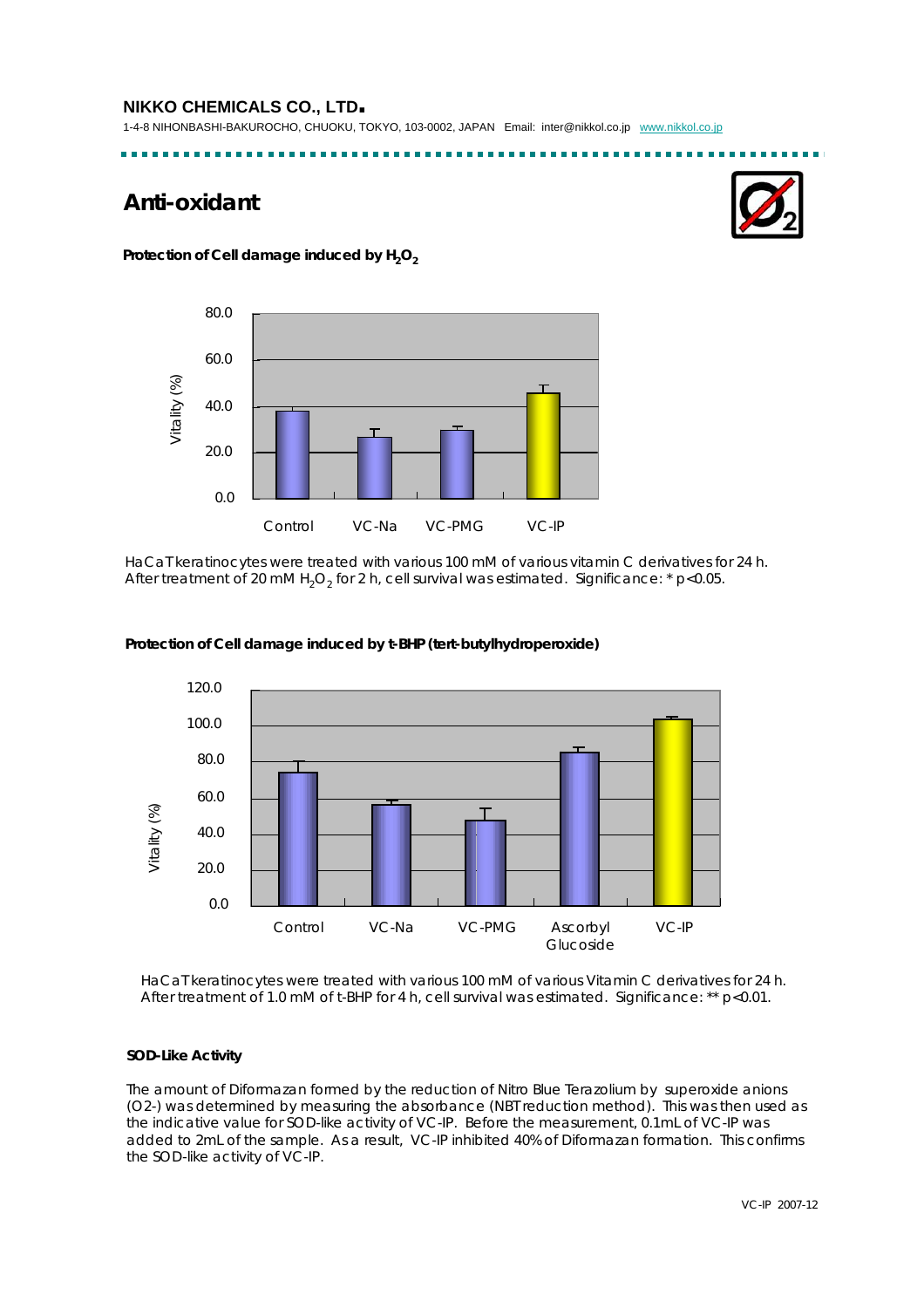# Anti-oxidant

**Protection of Cell damage induced by $H_2O_2$**

HaCaT keratinocytes were treated with various 100 mM of various vitamin C derivatives for 24 h. After treatment of 20 mM $H_2O_2$ for 2 h, cell survival was estimated. Significance: * $p<0.05$.

**Protection of Cell damage induced by t-BHP (tert-butylhydroperoxide)**

HaCaT keratinocytes were treated with various 100 mM of various Vitamin C derivatives for 24 h. After treatment of 1.0 mM of t-BHP for 4 h, cell survival was estimated. Significance: ** $p<0.01$.

**SOD-Like Activity**

The amount of Diformazan formed by the reduction of Nitro Blue Terazolium by superoxide anions (O2-) was determined by measuring the absorbance (NBT reduction method). This was then used as the indicative value for SOD-like activity of VC-IP. Before the measurement, 0.1mL of VC-IP was added to 2mL of the sample. As a result, VC-IP inhibited 40% of Diformazan formation. This confirms the SOD-like activity of VC-IP.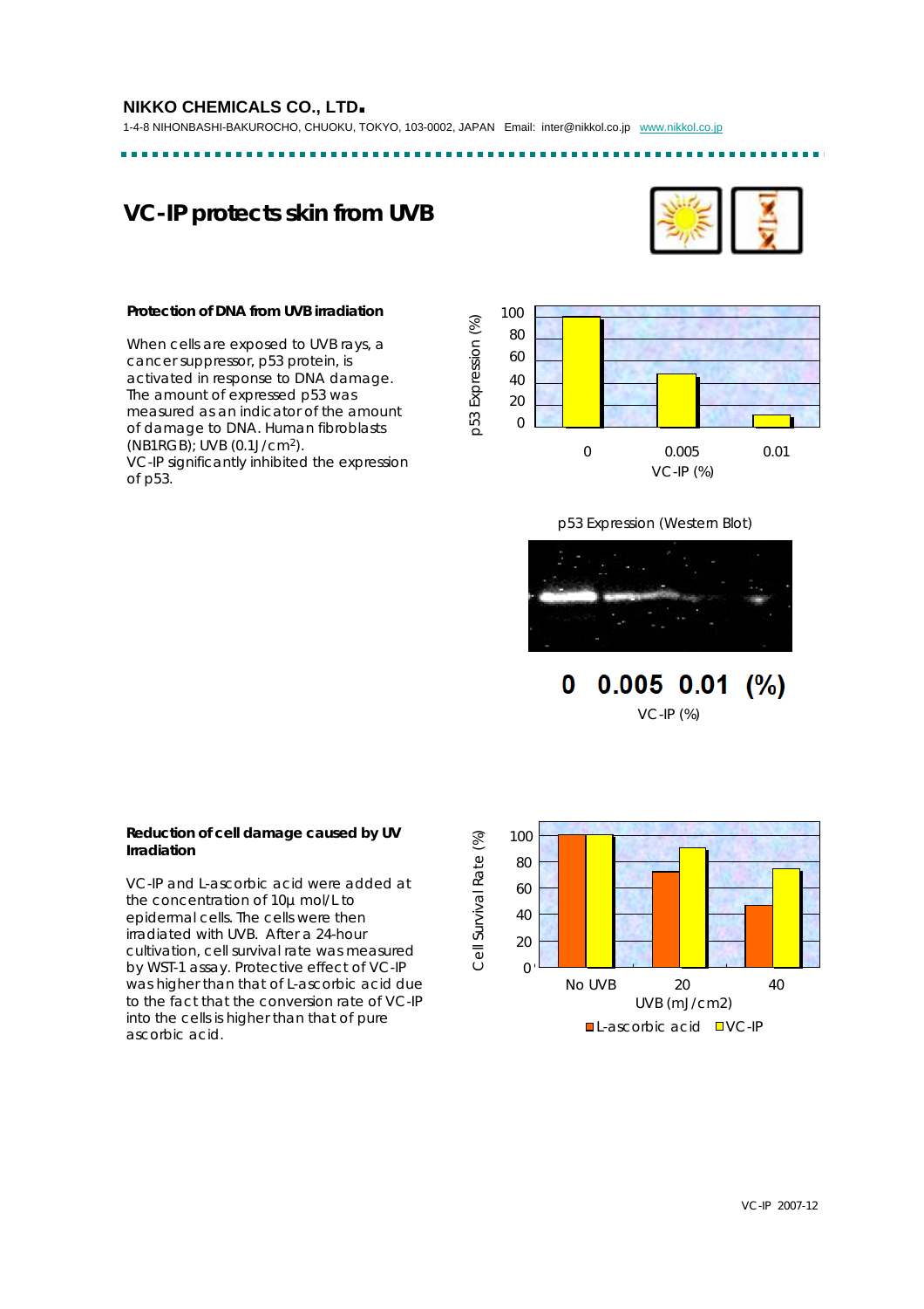**NIKKO CHEMICALS CO., LTD.**

1-4-8 NIHONBASHI-BAKUROCHO, CHUOKU, TOKYO, 103-0002, JAPAN Email: inter@nikkol.co.jp www.nikkol.co.jp

# VC-IP protects skin from UVB

### Protection of DNA from UVB irradiation

When cells are exposed to UVB rays, a cancer suppressor, p53 protein, is activated in response to DNA damage. The amount of expressed p53 was measured as an indicator of the amount of damage to DNA. Human fibroblasts (NB1RGB); UVB (0.1J/$cm^2$).
VC-IP significantly inhibited the expression of p53.

p53 Expression (%) vs. VC-IP (%): 0, 0.005, 0.01

p53 Expression (Western Blot)

0 0.005 0.01 (%)

VC-IP (%)

### Reduction of cell damage caused by UV Irradiation

VC-IP and L-ascorbic acid were added at the concentration of 10µ mol/L to epidermal cells. The cells were then irradiated with UVB. After a 24-hour cultivation, cell survival rate was measured by WST-1 assay. Protective effect of VC-IP was higher than that of L-ascorbic acid due to the fact that the conversion rate of VC-IP into the cells is higher than that of pure ascorbic acid.

Cell Survival Rate (%) vs. UVB (mJ/cm2): No UVB, 20, 40

■ L-ascorbic acid □ VC-IP

VC-IP 2007-12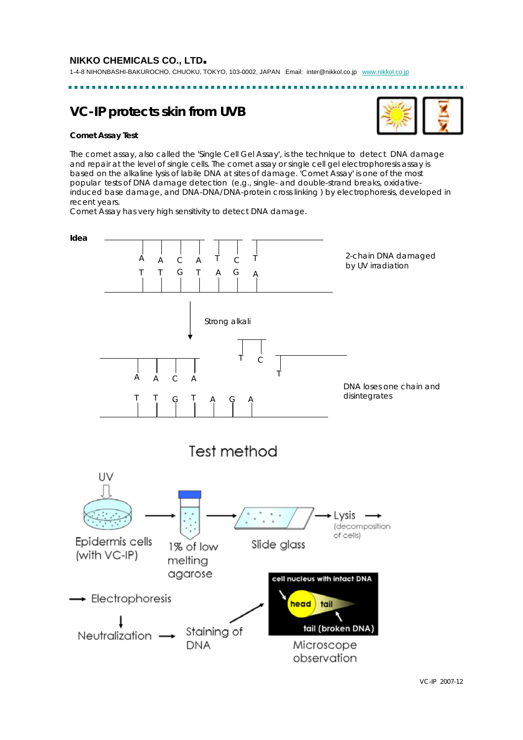**NIKKO CHEMICALS CO., LTD.**

1-4-8 NIHONBASHI-BAKUROCHO, CHUOKU, TOKYO, 103-0002, JAPAN Email: inter@nikkol.co.jp www.nikkol.co.jp

# VC-IP protects skin from UVB

**Comet Assay Test**

The comet assay, also called the 'Single Cell Gel Assay', is the technique to detect DNA damage and repair at the level of single cells. The comet assay or single cell gel electrophoresis assay is based on the alkaline lysis of labile DNA at sites of damage. 'Comet Assay' is one of the most popular tests of DNA damage detection (e.g., single- and double-strand breaks, oxidative-induced base damage, and DNA-DNA/DNA-protein cross linking ) by electrophoresis, developed in recent years.
Comet Assay has very high sensitivity to detect DNA damage.

**Idea**

2-chain DNA damaged by UV irradiation

Strong alkali

DNA loses one chain and disintegrates

## Test method

UV → Epidermis cells (with VC-IP) → 1% of low melting agarose → Slide glass → Lysis (decomposition of cells) → Electrophoresis → Neutralization → Staining of DNA → Microscope observation

cell nucleus with intact DNA: head, tail; tail (broken DNA)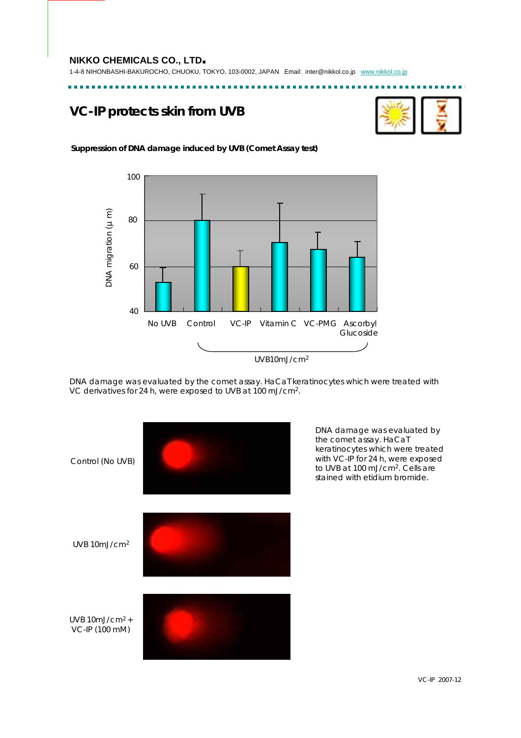**NIKKO CHEMICALS CO., LTD.**

1-4-8 NIHONBASHI-BAKUROCHO, CHUOKU, TOKYO, 103-0002, JAPAN Email: inter@nikkol.co.jp www.nikkol.co.jp

# VC-IP protects skin from UVB

**Suppression of DNA damage induced by UVB (Comet Assay test)**

DNA migration (μ m)

100
80
60
40

No UVB | Control | VC-IP | Vitamin C | VC-PMG | Ascorbyl Glucoside

UVB10mJ/cm$^2$

DNA damage was evaluated by the comet assay. HaCaT keratinocytes which were treated with VC derivatives for 24 h, were exposed to UVB at 100 mJ/cm$^2$.

Control (No UVB)

UVB 10mJ/cm$^2$

UVB 10mJ/cm$^2$ + VC-IP (100 mM)

DNA damage was evaluated by the comet assay. HaCaT keratinocytes which were treated with VC-IP for 24 h, were exposed to UVB at 100 mJ/cm$^2$. Cells are stained with etidium bromide.

VC-IP 2007-12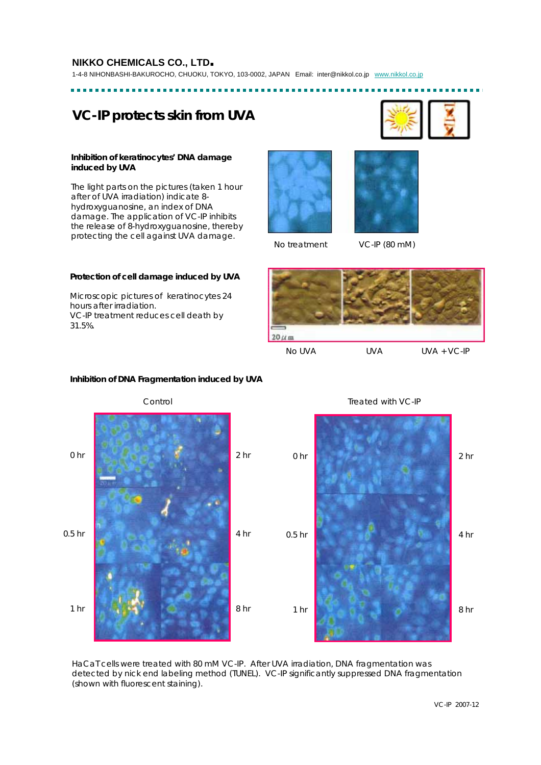**NIKKO CHEMICALS CO., LTD.**

1-4-8 NIHONBASHI-BAKUROCHO, CHUOKU, TOKYO, 103-0002, JAPAN Email: inter@nikkol.co.jp www.nikkol.co.jp

# VC-IP protects skin from UVA

### Inhibition of keratinocytes' DNA damage induced by UVA

The light parts on the pictures (taken 1 hour after of UVA irradiation) indicate 8-hydroxyguanosine, an index of DNA damage. The application of VC-IP inhibits the release of 8-hydroxyguanosine, thereby protecting the cell against UVA damage.

No treatment VC-IP (80 mM)

### Protection of cell damage induced by UVA

Microscopic pictures of keratinocytes 24 hours after irradiation.
VC-IP treatment reduces cell death by 31.5%.

20 μm

No UVA UVA UVA + VC-IP

### Inhibition of DNA Fragmentation induced by UVA

Control

0 hr 2 hr 0.5 hr 4 hr 1 hr 8 hr

Treated with VC-IP

0 hr 2 hr 0.5 hr 4 hr 1 hr 8 hr

HaCaT cells were treated with 80 mM VC-IP. After UVA irradiation, DNA fragmentation was detected by nick end labeling method (TUNEL). VC-IP significantly suppressed DNA fragmentation (shown with fluorescent staining).

VC-IP 2007-12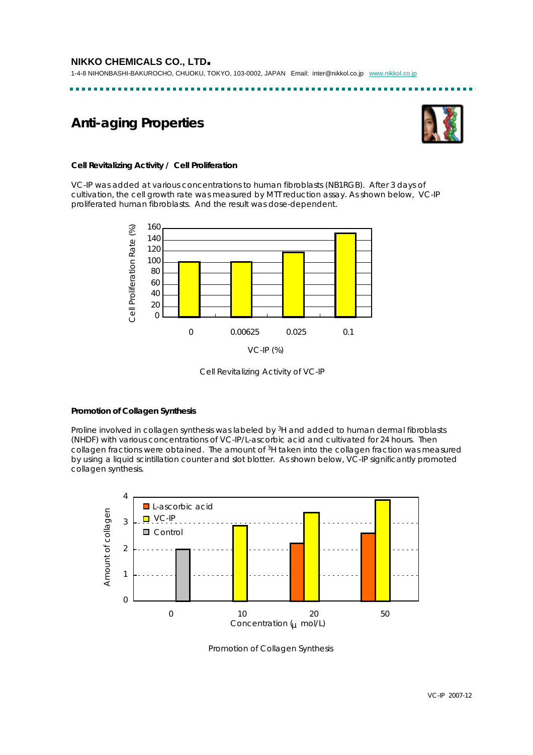## Anti-aging Properties

**Cell Revitalizing Activity / Cell Proliferation**

VC-IP was added at various concentrations to human fibroblasts (NB1RGB). After 3 days of cultivation, the cell growth rate was measured by MTT reduction assay. As shown below, VC-IP proliferated human fibroblasts. And the result was dose-dependent.

Cell Revitalizing Activity of VC-IP

**Promotion of Collagen Synthesis**

Proline involved in collagen synthesis was labeled by $^{3}H$ and added to human dermal fibroblasts (NHDF) with various concentrations of VC-IP/L-ascorbic acid and cultivated for 24 hours. Then collagen fractions were obtained. The amount of $^{3}H$ taken into the collagen fraction was measured by using a liquid scintillation counter and slot blotter. As shown below, VC-IP significantly promoted collagen synthesis.

Promotion of Collagen Synthesis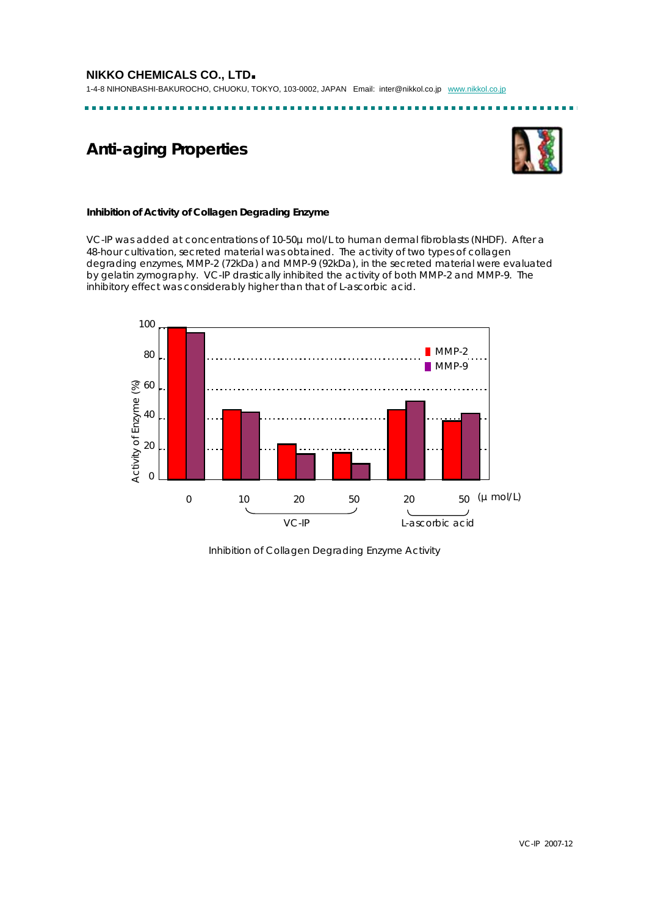## Anti-aging Properties

### Inhibition of Activity of Collagen Degrading Enzyme

VC-IP was added at concentrations of 10-50μ mol/L to human dermal fibroblasts (NHDF). After a 48-hour cultivation, secreted material was obtained. The activity of two types of collagen degrading enzymes, MMP-2 (72kDa) and MMP-9 (92kDa), in the secreted material were evaluated by gelatin zymography. VC-IP drastically inhibited the activity of both MMP-2 and MMP-9. The inhibitory effect was considerably higher than that of L-ascorbic acid.

Inhibition of Collagen Degrading Enzyme Activity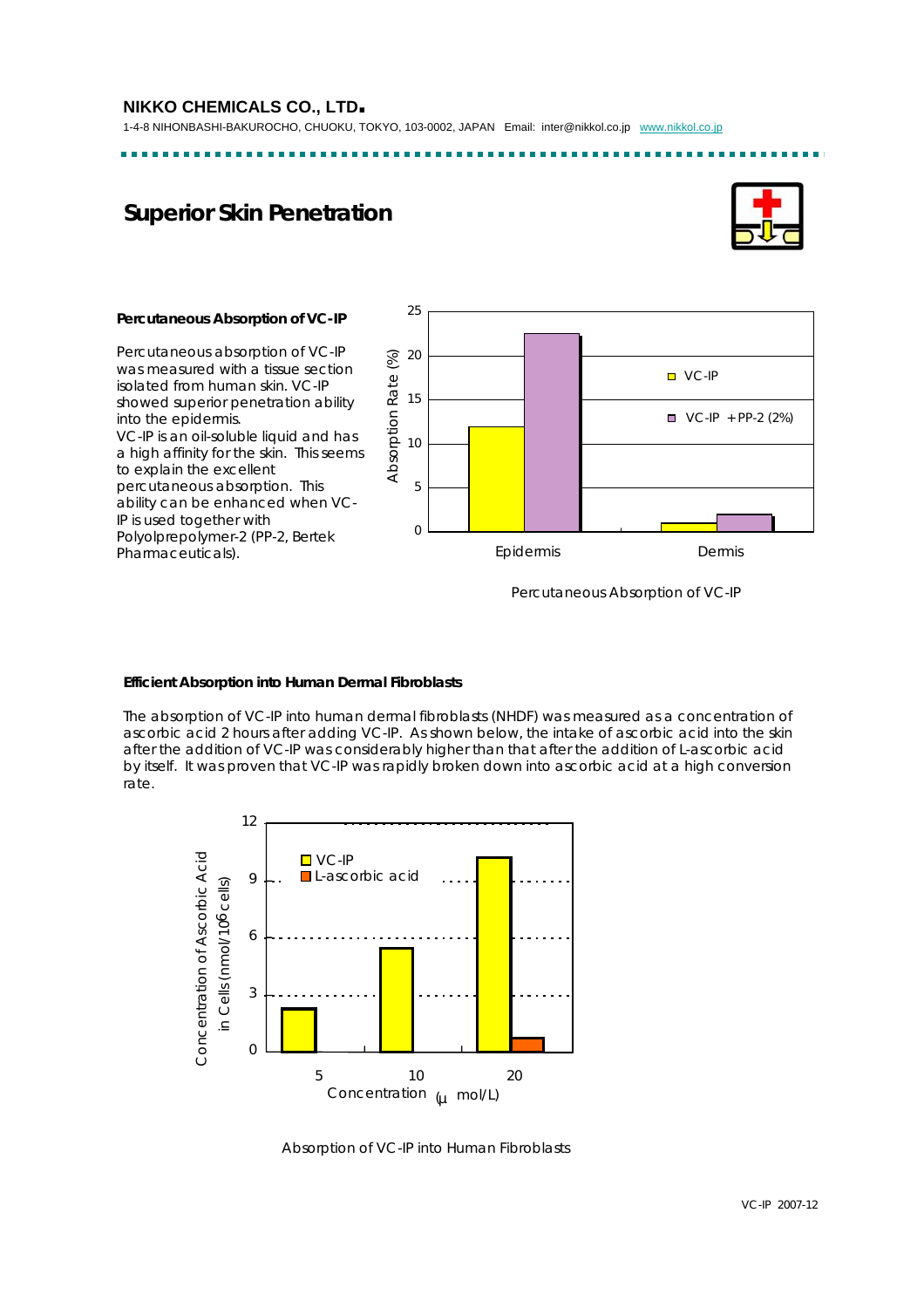## Superior Skin Penetration

### Percutaneous Absorption of VC-IP

Percutaneous absorption of VC-IP was measured with a tissue section isolated from human skin. VC-IP showed superior penetration ability into the epidermis.
VC-IP is an oil-soluble liquid and has a high affinity for the skin. This seems to explain the excellent percutaneous absorption. This ability can be enhanced when VC-IP is used together with Polyolprepolymer-2 (PP-2, Bertek Pharmaceuticals).

Percutaneous Absorption of VC-IP

### Efficient Absorption into Human Dermal Fibroblasts

The absorption of VC-IP into human dermal fibroblasts (NHDF) was measured as a concentration of ascorbic acid 2 hours after adding VC-IP. As shown below, the intake of ascorbic acid into the skin after the addition of VC-IP was considerably higher than that after the addition of L-ascorbic acid by itself. It was proven that VC-IP was rapidly broken down into ascorbic acid at a high conversion rate.

Absorption of VC-IP into Human Fibroblasts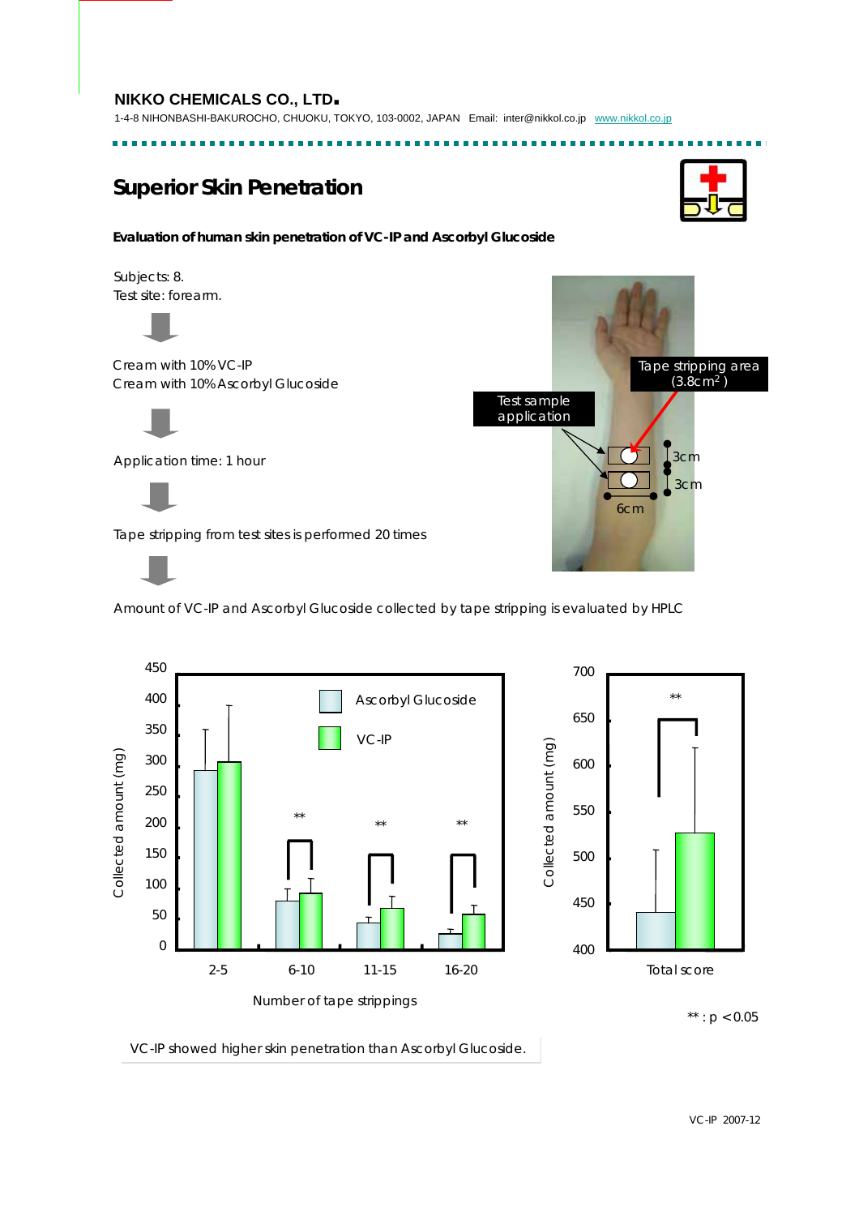**NIKKO CHEMICALS CO., LTD.**

1-4-8 NIHONBASHI-BAKUROCHO, CHUOKU, TOKYO, 103-0002, JAPAN Email: inter@nikkol.co.jp www.nikkol.co.jp

# Superior Skin Penetration

**Evaluation of human skin penetration of VC-IP and Ascorbyl Glucoside**

Subjects: 8.
Test site: forearm.

Cream with 10% VC-IP
Cream with 10% Ascorbyl Glucoside

Application time: 1 hour

Tape stripping from test sites is performed 20 times

Amount of VC-IP and Ascorbyl Glucoside collected by tape stripping is evaluated by HPLC

Test sample application

Tape stripping area ($3.8 cm^2$)

3cm
3cm
6cm

Collected amount (mg)

Ascorbyl Glucoside
VC-IP

2-5 | 6-10 | 11-15 | 16-20

Number of tape strippings

Total score

**: $p < 0.05$

VC-IP showed higher skin penetration than Ascorbyl Glucoside.

VC-IP 2007-12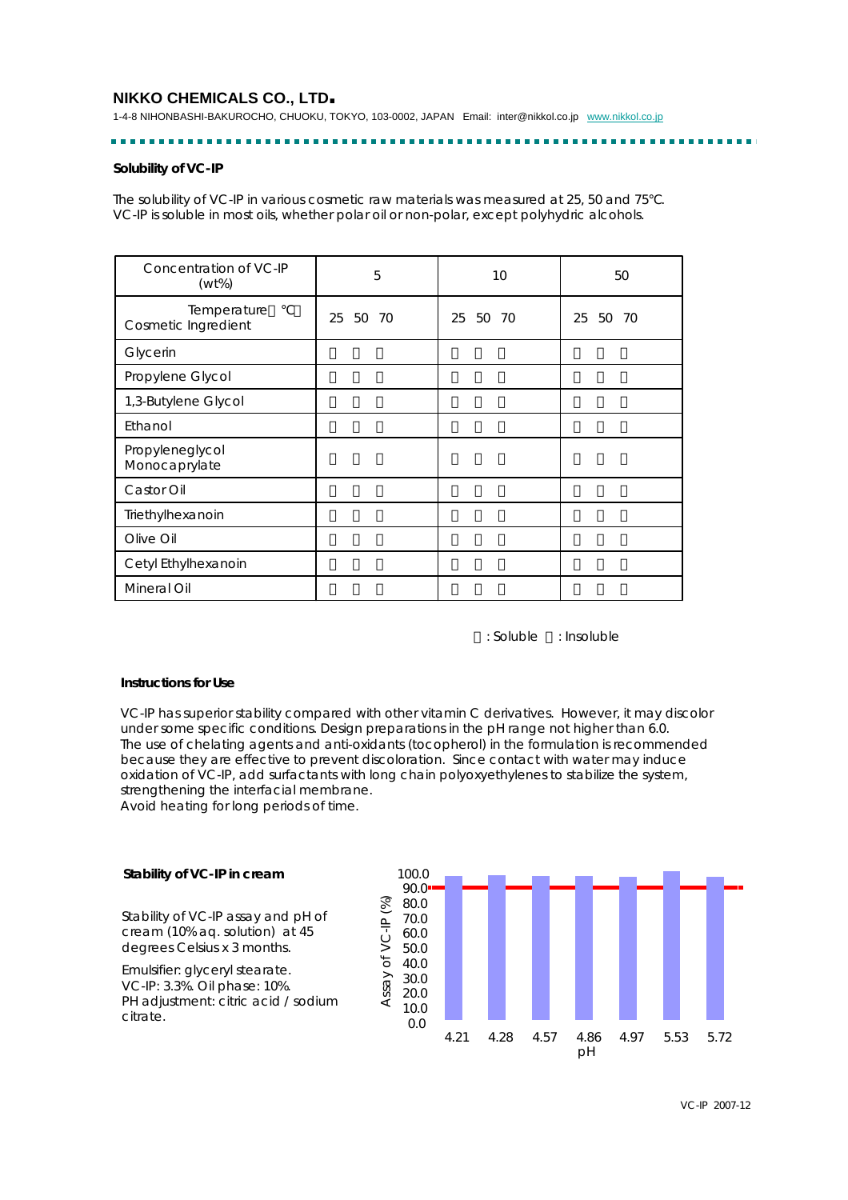**NIKKO CHEMICALS CO., LTD.**

1-4-8 NIHONBASHI-BAKUROCHO, CHUOKU, TOKYO, 103-0002, JAPAN Email: inter@nikkol.co.jp www.nikkol.co.jp

### Solubility of VC-IP

The solubility of VC-IP in various cosmetic raw materials was measured at 25, 50 and 75℃.
VC-IP is soluble in most oils, whether polar oil or non-polar, except polyhydric alcohols.

| Concentration of VC-IP (wt%) | 5 | 10 | 50 |
|---|---|---|---|
| Temperature（℃） Cosmetic Ingredient | 25 50 70 | 25 50 70 | 25 50 70 |
| Glycerin | | | |
| Propylene Glycol | | | |
| 1,3-Butylene Glycol | | | |
| Ethanol | | | |
| Propyleneglycol Monocaprylate | | | |
| Castor Oil | | | |
| Triethylhexanoin | | | |
| Olive Oil | | | |
| Cetyl Ethylhexanoin | | | |
| Mineral Oil | | | |

: Soluble : Insoluble

### Instructions for Use

VC-IP has superior stability compared with other vitamin C derivatives. However, it may discolor under some specific conditions. Design preparations in the pH range not higher than 6.0.
The use of chelating agents and anti-oxidants (tocopherol) in the formulation is recommended because they are effective to prevent discoloration. Since contact with water may induce oxidation of VC-IP, add surfactants with long chain polyoxyethylenes to stabilize the system, strengthening the interfacial membrane.
Avoid heating for long periods of time.

### Stability of VC-IP in cream

Stability of VC-IP assay and pH of cream (10% aq. solution) at 45 degrees Celsius x 3 months.

Emulsifier: glyceryl stearate.
VC-IP: 3.3%. Oil phase: 10%.
PH adjustment: citric acid / sodium citrate.

Assay of VC-IP (%)
100.0
90.0
80.0
70.0
60.0
50.0
40.0
30.0
20.0
10.0
0.0
4.21 4.28 4.57 4.86 4.97 5.53 5.72
pH

VC-IP 2007-12